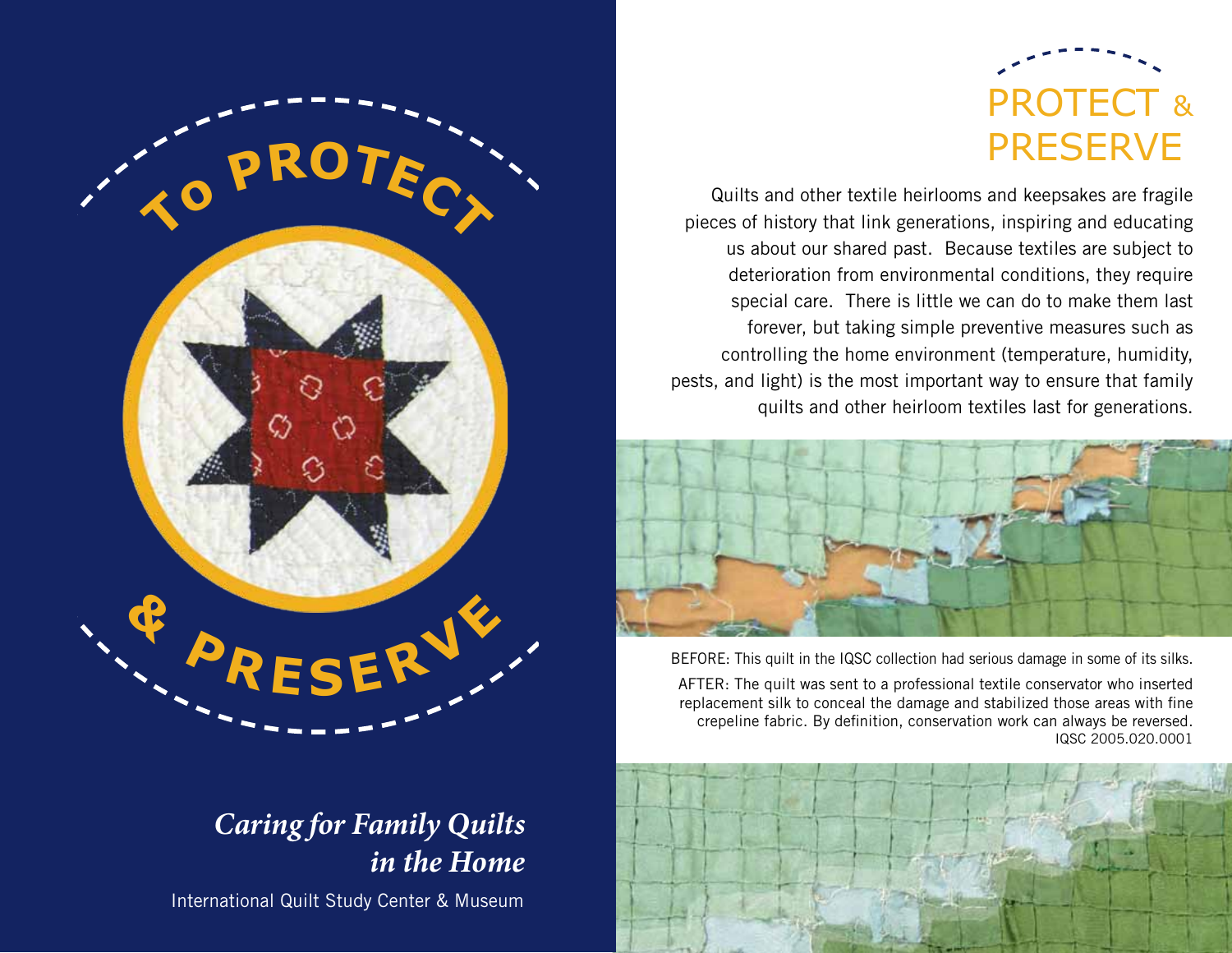# To Protect & Preserve

*Caring for Family Quilts in the Home*

International Quilt Study Center & Museum

## PROTECT & PRESERVE

Quilts and other textile heirlooms and keepsakes are fragile pieces of history that link generations, inspiring and educating us about our shared past. Because textiles are subject to deterioration from environmental conditions, they require special care. There is little we can do to make them last forever, but taking simple preventive measures such as controlling the home environment (temperature, humidity, pests, and light) is the most important way to ensure that family quilts and other heirloom textiles last for generations.

BEFORE: This quilt in the IQSC collection had serious damage in some of its silks.

AFTER: The quilt was sent to a professional textile conservator who inserted replacement silk to conceal the damage and stabilized those areas with fine crepeline fabric. By definition, conservation work can always be reversed.
IQSC 2005.020.0001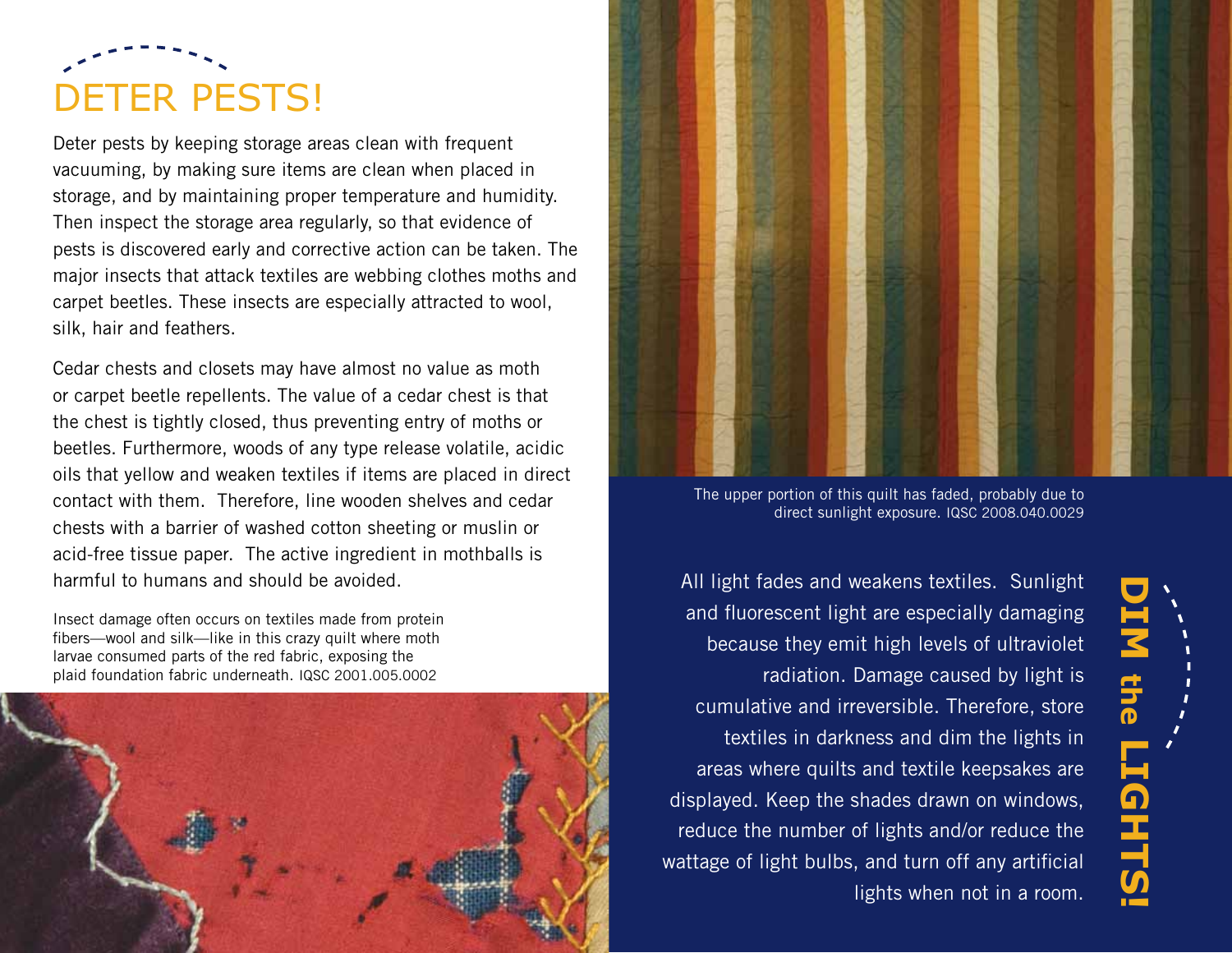# DETER PESTS!

Deter pests by keeping storage areas clean with frequent vacuuming, by making sure items are clean when placed in storage, and by maintaining proper temperature and humidity. Then inspect the storage area regularly, so that evidence of pests is discovered early and corrective action can be taken. The major insects that attack textiles are webbing clothes moths and carpet beetles. These insects are especially attracted to wool, silk, hair and feathers.

Cedar chests and closets may have almost no value as moth or carpet beetle repellents. The value of a cedar chest is that the chest is tightly closed, thus preventing entry of moths or beetles. Furthermore, woods of any type release volatile, acidic oils that yellow and weaken textiles if items are placed in direct contact with them. Therefore, line wooden shelves and cedar chests with a barrier of washed cotton sheeting or muslin or acid-free tissue paper. The active ingredient in mothballs is harmful to humans and should be avoided.

Insect damage often occurs on textiles made from protein fibers—wool and silk—like in this crazy quilt where moth larvae consumed parts of the red fabric, exposing the plaid foundation fabric underneath. IQSC 2001.005.0002

The upper portion of this quilt has faded, probably due to direct sunlight exposure. IQSC 2008.040.0029

# DIM the LIGHTS!

All light fades and weakens textiles. Sunlight and fluorescent light are especially damaging because they emit high levels of ultraviolet radiation. Damage caused by light is cumulative and irreversible. Therefore, store textiles in darkness and dim the lights in areas where quilts and textile keepsakes are displayed. Keep the shades drawn on windows, reduce the number of lights and/or reduce the wattage of light bulbs, and turn off any artificial lights when not in a room.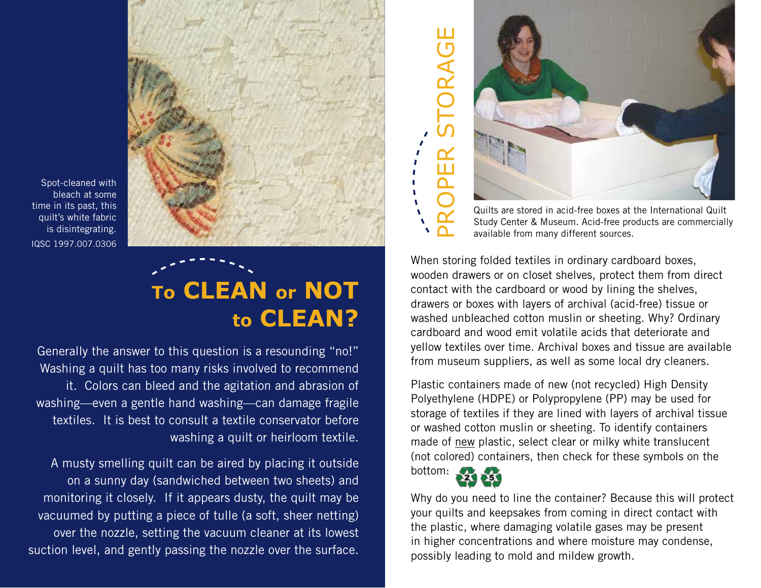Spot-cleaned with bleach at some time in its past, this quilt's white fabric is disintegrating.
IQSC 1997.007.0306

## To CLEAN or NOT to CLEAN?

Generally the answer to this question is a resounding "no!" Washing a quilt has too many risks involved to recommend it. Colors can bleed and the agitation and abrasion of washing—even a gentle hand washing—can damage fragile textiles. It is best to consult a textile conservator before washing a quilt or heirloom textile.

A musty smelling quilt can be aired by placing it outside on a sunny day (sandwiched between two sheets) and monitoring it closely. If it appears dusty, the quilt may be vacuumed by putting a piece of tulle (a soft, sheer netting) over the nozzle, setting the vacuum cleaner at its lowest suction level, and gently passing the nozzle over the surface.

## PROPER STORAGE

Quilts are stored in acid-free boxes at the International Quilt Study Center & Museum. Acid-free products are commercially available from many different sources.

When storing folded textiles in ordinary cardboard boxes, wooden drawers or on closet shelves, protect them from direct contact with the cardboard or wood by lining the shelves, drawers or boxes with layers of archival (acid-free) tissue or washed unbleached cotton muslin or sheeting. Why? Ordinary cardboard and wood emit volatile acids that deteriorate and yellow textiles over time. Archival boxes and tissue are available from museum suppliers, as well as some local dry cleaners.

Plastic containers made of new (not recycled) High Density Polyethylene (HDPE) or Polypropylene (PP) may be used for storage of textiles if they are lined with layers of archival tissue or washed cotton muslin or sheeting. To identify containers made of new plastic, select clear or milky white translucent (not colored) containers, then check for these symbols on the bottom: ♳2 ♳5

Why do you need to line the container? Because this will protect your quilts and keepsakes from coming in direct contact with the plastic, where damaging volatile gases may be present in higher concentrations and where moisture may condense, possibly leading to mold and mildew growth.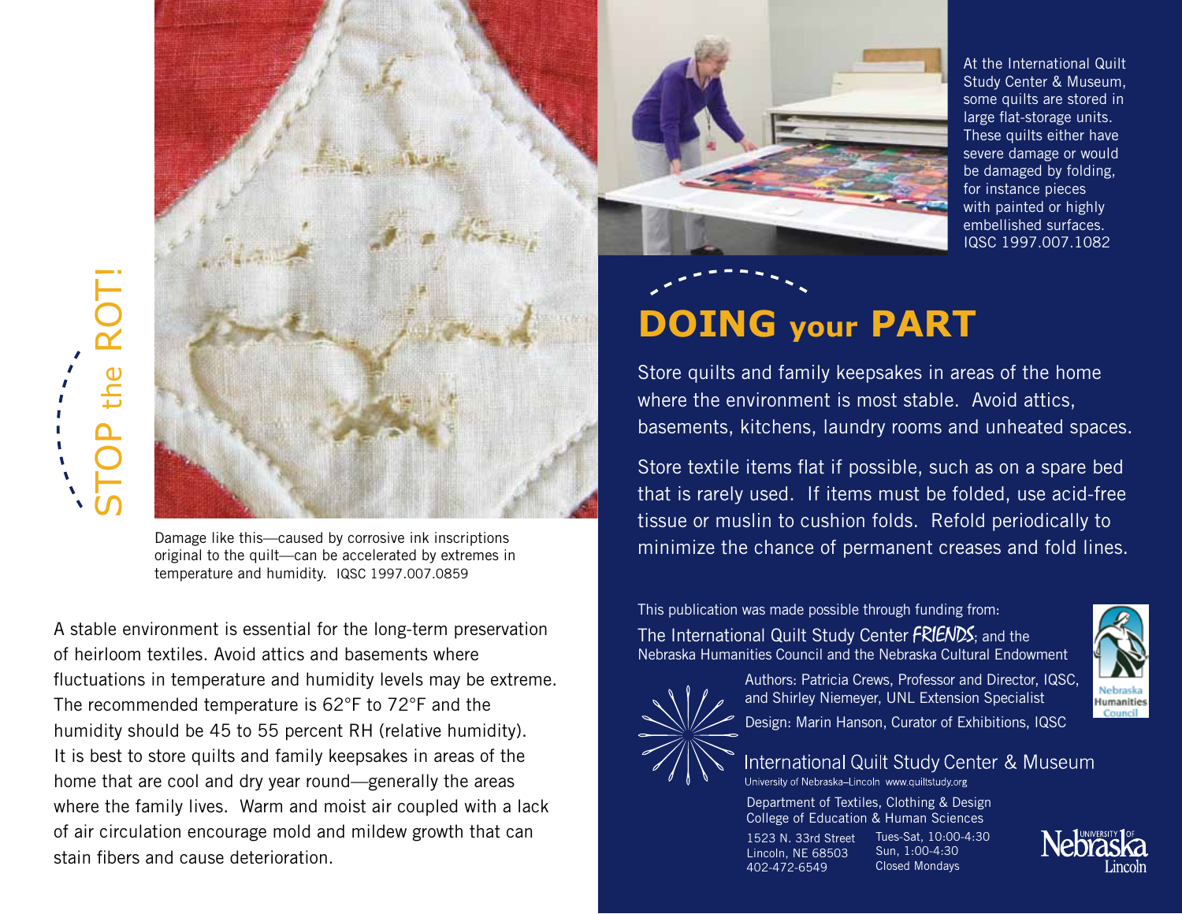STOP the ROT!

Damage like this—caused by corrosive ink inscriptions original to the quilt—can be accelerated by extremes in temperature and humidity. IQSC 1997.007.0859

A stable environment is essential for the long-term preservation of heirloom textiles. Avoid attics and basements where fluctuations in temperature and humidity levels may be extreme. The recommended temperature is 62°F to 72°F and the humidity should be 45 to 55 percent RH (relative humidity). It is best to store quilts and family keepsakes in areas of the home that are cool and dry year round—generally the areas where the family lives. Warm and moist air coupled with a lack of air circulation encourage mold and mildew growth that can stain fibers and cause deterioration.

At the International Quilt Study Center & Museum, some quilts are stored in large flat-storage units. These quilts either have severe damage or would be damaged by folding, for instance pieces with painted or highly embellished surfaces. IQSC 1997.007.1082

## DOING your PART

Store quilts and family keepsakes in areas of the home where the environment is most stable. Avoid attics, basements, kitchens, laundry rooms and unheated spaces.

Store textile items flat if possible, such as on a spare bed that is rarely used. If items must be folded, use acid-free tissue or muslin to cushion folds. Refold periodically to minimize the chance of permanent creases and fold lines.

This publication was made possible through funding from:
The International Quilt Study Center FRIENDS; and the Nebraska Humanities Council and the Nebraska Cultural Endowment

Authors: Patricia Crews, Professor and Director, IQSC, and Shirley Niemeyer, UNL Extension Specialist

Design: Marin Hanson, Curator of Exhibitions, IQSC

Nebraska Humanities Council

International Quilt Study Center & Museum
University of Nebraska–Lincoln www.quiltstudy.org

Department of Textiles, Clothing & Design
College of Education & Human Sciences

1523 N. 33rd Street
Lincoln, NE 68503
402-472-6549

Tues-Sat, 10:00-4:30
Sun, 1:00-4:30
Closed Mondays

University of Nebraska Lincoln